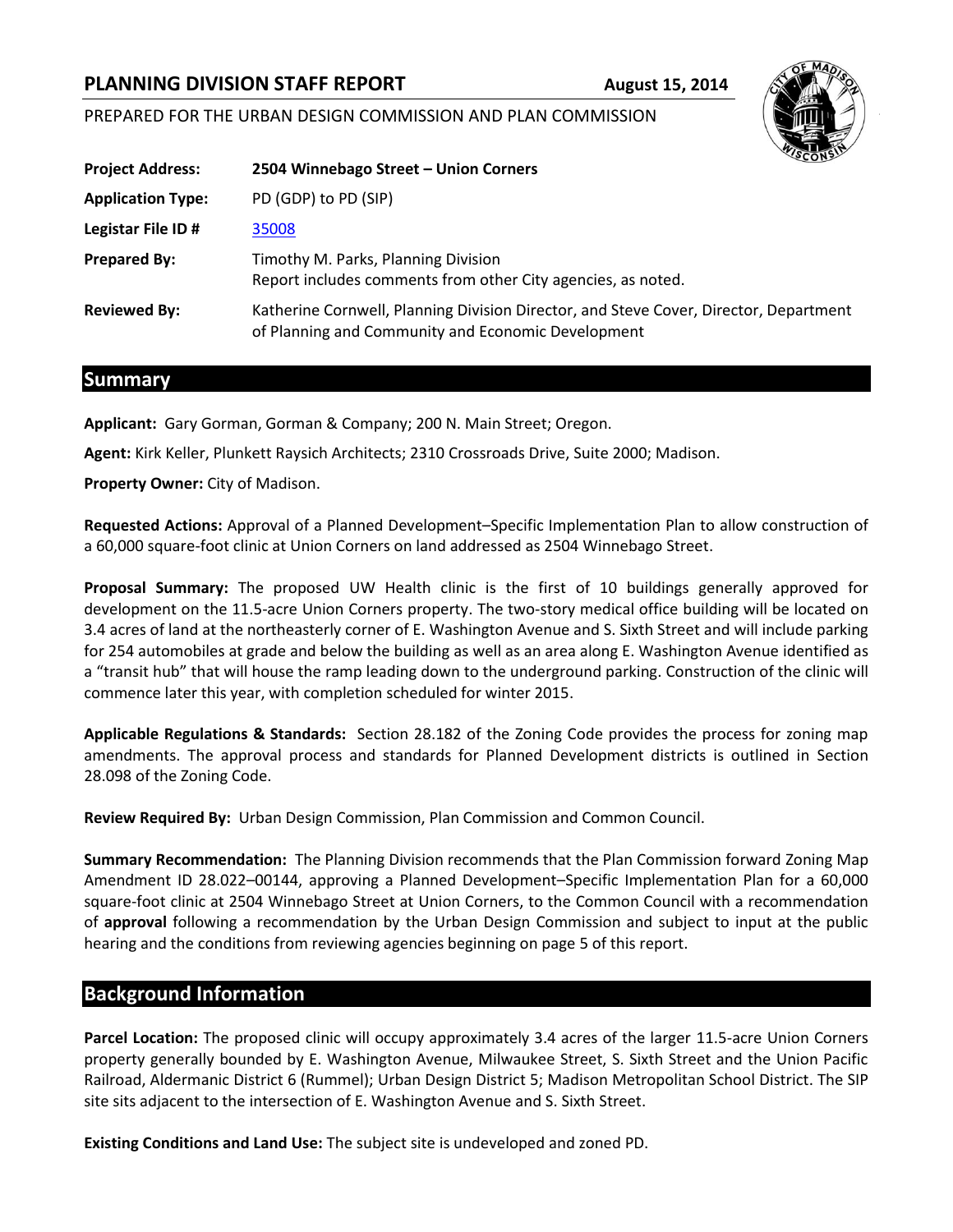# PLANNING DIVISION STAFF REPORT

**August 15, 2014**

PREPARED FOR THE URBAN DESIGN COMMISSION AND PLAN COMMISSION

| | |
|---|---|
| **Project Address:** | **2504 Winnebago Street – Union Corners** |
| **Application Type:** | PD (GDP) to PD (SIP) |
| **Legistar File ID #** | 35008 |
| **Prepared By:** | Timothy M. Parks, Planning Division<br>Report includes comments from other City agencies, as noted. |
| **Reviewed By:** | Katherine Cornwell, Planning Division Director, and Steve Cover, Director, Department of Planning and Community and Economic Development |

## Summary

**Applicant:** Gary Gorman, Gorman & Company; 200 N. Main Street; Oregon.

**Agent:** Kirk Keller, Plunkett Raysich Architects; 2310 Crossroads Drive, Suite 2000; Madison.

**Property Owner:** City of Madison.

**Requested Actions:** Approval of a Planned Development–Specific Implementation Plan to allow construction of a 60,000 square-foot clinic at Union Corners on land addressed as 2504 Winnebago Street.

**Proposal Summary:** The proposed UW Health clinic is the first of 10 buildings generally approved for development on the 11.5-acre Union Corners property. The two-story medical office building will be located on 3.4 acres of land at the northeasterly corner of E. Washington Avenue and S. Sixth Street and will include parking for 254 automobiles at grade and below the building as well as an area along E. Washington Avenue identified as a "transit hub" that will house the ramp leading down to the underground parking. Construction of the clinic will commence later this year, with completion scheduled for winter 2015.

**Applicable Regulations & Standards:** Section 28.182 of the Zoning Code provides the process for zoning map amendments. The approval process and standards for Planned Development districts is outlined in Section 28.098 of the Zoning Code.

**Review Required By:** Urban Design Commission, Plan Commission and Common Council.

**Summary Recommendation:** The Planning Division recommends that the Plan Commission forward Zoning Map Amendment ID 28.022–00144, approving a Planned Development–Specific Implementation Plan for a 60,000 square-foot clinic at 2504 Winnebago Street at Union Corners, to the Common Council with a recommendation of **approval** following a recommendation by the Urban Design Commission and subject to input at the public hearing and the conditions from reviewing agencies beginning on page 5 of this report.

## Background Information

**Parcel Location:** The proposed clinic will occupy approximately 3.4 acres of the larger 11.5-acre Union Corners property generally bounded by E. Washington Avenue, Milwaukee Street, S. Sixth Street and the Union Pacific Railroad, Aldermanic District 6 (Rummel); Urban Design District 5; Madison Metropolitan School District. The SIP site sits adjacent to the intersection of E. Washington Avenue and S. Sixth Street.

**Existing Conditions and Land Use:** The subject site is undeveloped and zoned PD.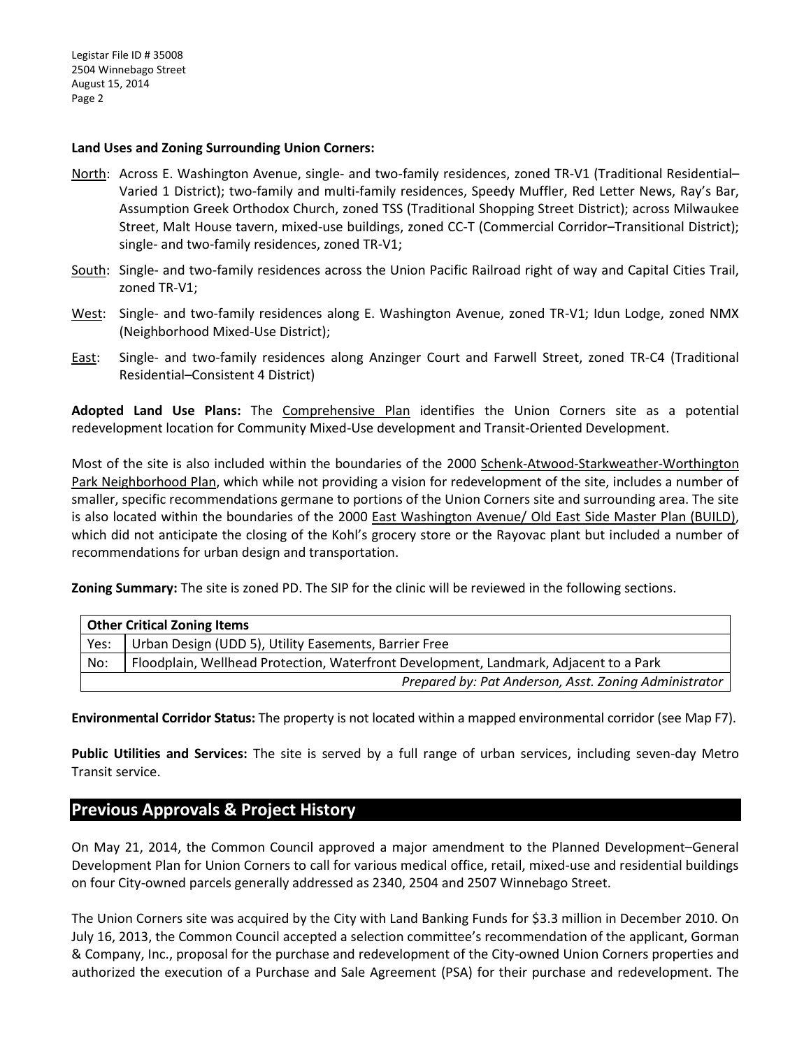**Land Uses and Zoning Surrounding Union Corners:**

North: Across E. Washington Avenue, single- and two-family residences, zoned TR-V1 (Traditional Residential–Varied 1 District); two-family and multi-family residences, Speedy Muffler, Red Letter News, Ray's Bar, Assumption Greek Orthodox Church, zoned TSS (Traditional Shopping Street District); across Milwaukee Street, Malt House tavern, mixed-use buildings, zoned CC-T (Commercial Corridor–Transitional District); single- and two-family residences, zoned TR-V1;

South: Single- and two-family residences across the Union Pacific Railroad right of way and Capital Cities Trail, zoned TR-V1;

West: Single- and two-family residences along E. Washington Avenue, zoned TR-V1; Idun Lodge, zoned NMX (Neighborhood Mixed-Use District);

East: Single- and two-family residences along Anzinger Court and Farwell Street, zoned TR-C4 (Traditional Residential–Consistent 4 District)

**Adopted Land Use Plans:** The Comprehensive Plan identifies the Union Corners site as a potential redevelopment location for Community Mixed-Use development and Transit-Oriented Development.

Most of the site is also included within the boundaries of the 2000 Schenk-Atwood-Starkweather-Worthington Park Neighborhood Plan, which while not providing a vision for redevelopment of the site, includes a number of smaller, specific recommendations germane to portions of the Union Corners site and surrounding area. The site is also located within the boundaries of the 2000 East Washington Avenue/ Old East Side Master Plan (BUILD), which did not anticipate the closing of the Kohl's grocery store or the Rayovac plant but included a number of recommendations for urban design and transportation.

**Zoning Summary:** The site is zoned PD. The SIP for the clinic will be reviewed in the following sections.

| Other Critical Zoning Items | |
|---|---|
| Yes: | Urban Design (UDD 5), Utility Easements, Barrier Free |
| No: | Floodplain, Wellhead Protection, Waterfront Development, Landmark, Adjacent to a Park |
| | *Prepared by: Pat Anderson, Asst. Zoning Administrator* |

**Environmental Corridor Status:** The property is not located within a mapped environmental corridor (see Map F7).

**Public Utilities and Services:** The site is served by a full range of urban services, including seven-day Metro Transit service.

## Previous Approvals & Project History

On May 21, 2014, the Common Council approved a major amendment to the Planned Development–General Development Plan for Union Corners to call for various medical office, retail, mixed-use and residential buildings on four City-owned parcels generally addressed as 2340, 2504 and 2507 Winnebago Street.

The Union Corners site was acquired by the City with Land Banking Funds for $3.3 million in December 2010. On July 16, 2013, the Common Council accepted a selection committee's recommendation of the applicant, Gorman & Company, Inc., proposal for the purchase and redevelopment of the City-owned Union Corners properties and authorized the execution of a Purchase and Sale Agreement (PSA) for their purchase and redevelopment. The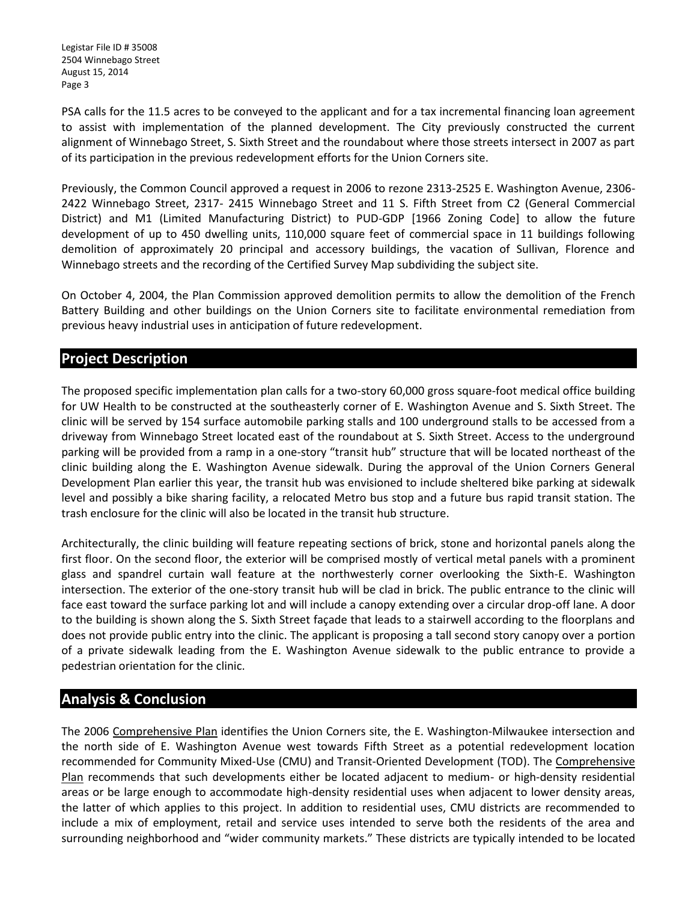PSA calls for the 11.5 acres to be conveyed to the applicant and for a tax incremental financing loan agreement to assist with implementation of the planned development. The City previously constructed the current alignment of Winnebago Street, S. Sixth Street and the roundabout where those streets intersect in 2007 as part of its participation in the previous redevelopment efforts for the Union Corners site.

Previously, the Common Council approved a request in 2006 to rezone 2313-2525 E. Washington Avenue, 2306-2422 Winnebago Street, 2317- 2415 Winnebago Street and 11 S. Fifth Street from C2 (General Commercial District) and M1 (Limited Manufacturing District) to PUD-GDP [1966 Zoning Code] to allow the future development of up to 450 dwelling units, 110,000 square feet of commercial space in 11 buildings following demolition of approximately 20 principal and accessory buildings, the vacation of Sullivan, Florence and Winnebago streets and the recording of the Certified Survey Map subdividing the subject site.

On October 4, 2004, the Plan Commission approved demolition permits to allow the demolition of the French Battery Building and other buildings on the Union Corners site to facilitate environmental remediation from previous heavy industrial uses in anticipation of future redevelopment.

## Project Description

The proposed specific implementation plan calls for a two-story 60,000 gross square-foot medical office building for UW Health to be constructed at the southeasterly corner of E. Washington Avenue and S. Sixth Street. The clinic will be served by 154 surface automobile parking stalls and 100 underground stalls to be accessed from a driveway from Winnebago Street located east of the roundabout at S. Sixth Street. Access to the underground parking will be provided from a ramp in a one-story "transit hub" structure that will be located northeast of the clinic building along the E. Washington Avenue sidewalk. During the approval of the Union Corners General Development Plan earlier this year, the transit hub was envisioned to include sheltered bike parking at sidewalk level and possibly a bike sharing facility, a relocated Metro bus stop and a future bus rapid transit station. The trash enclosure for the clinic will also be located in the transit hub structure.

Architecturally, the clinic building will feature repeating sections of brick, stone and horizontal panels along the first floor. On the second floor, the exterior will be comprised mostly of vertical metal panels with a prominent glass and spandrel curtain wall feature at the northwesterly corner overlooking the Sixth-E. Washington intersection. The exterior of the one-story transit hub will be clad in brick. The public entrance to the clinic will face east toward the surface parking lot and will include a canopy extending over a circular drop-off lane. A door to the building is shown along the S. Sixth Street façade that leads to a stairwell according to the floorplans and does not provide public entry into the clinic. The applicant is proposing a tall second story canopy over a portion of a private sidewalk leading from the E. Washington Avenue sidewalk to the public entrance to provide a pedestrian orientation for the clinic.

## Analysis & Conclusion

The 2006 Comprehensive Plan identifies the Union Corners site, the E. Washington-Milwaukee intersection and the north side of E. Washington Avenue west towards Fifth Street as a potential redevelopment location recommended for Community Mixed-Use (CMU) and Transit-Oriented Development (TOD). The Comprehensive Plan recommends that such developments either be located adjacent to medium- or high-density residential areas or be large enough to accommodate high-density residential uses when adjacent to lower density areas, the latter of which applies to this project. In addition to residential uses, CMU districts are recommended to include a mix of employment, retail and service uses intended to serve both the residents of the area and surrounding neighborhood and "wider community markets." These districts are typically intended to be located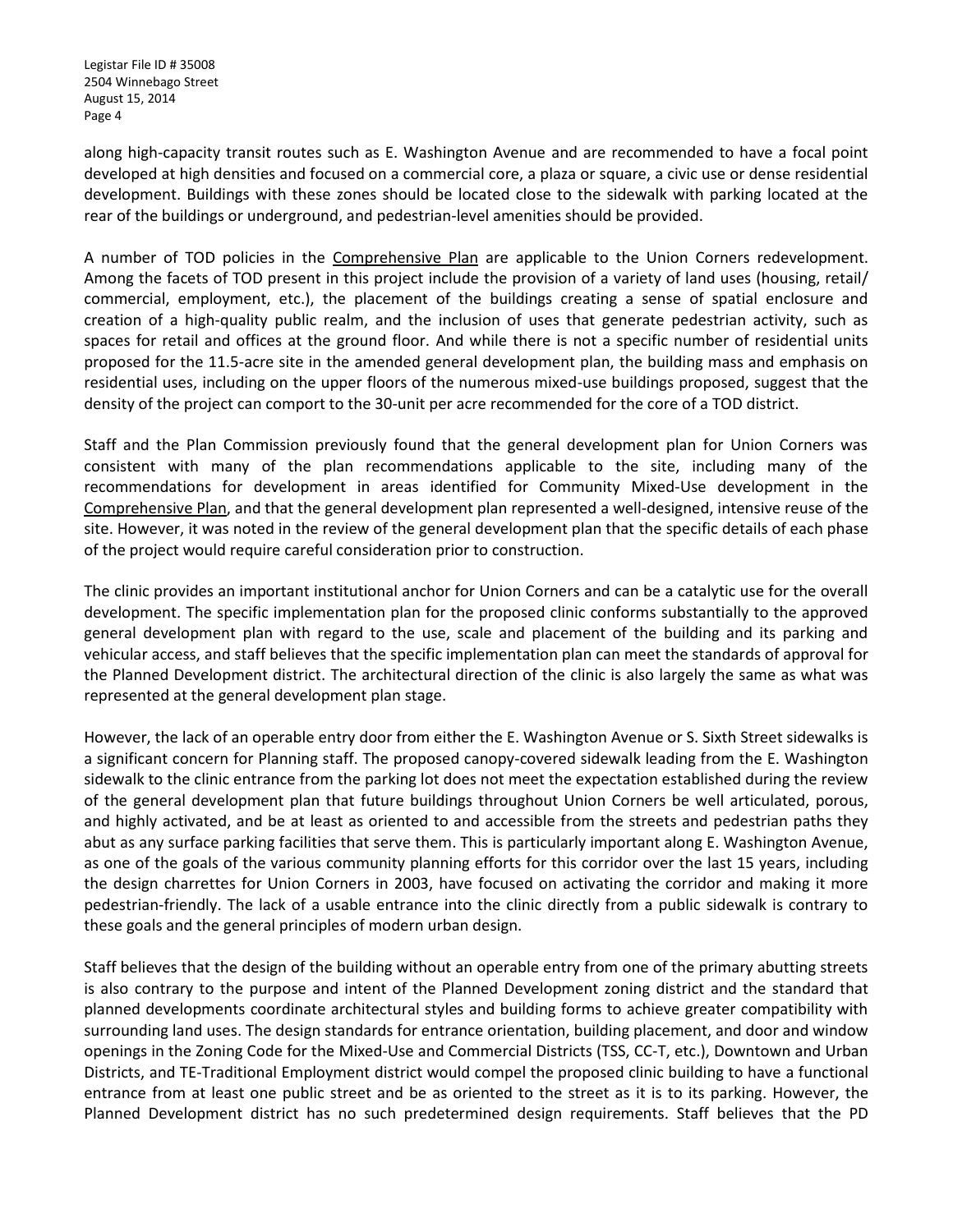along high-capacity transit routes such as E. Washington Avenue and are recommended to have a focal point developed at high densities and focused on a commercial core, a plaza or square, a civic use or dense residential development. Buildings with these zones should be located close to the sidewalk with parking located at the rear of the buildings or underground, and pedestrian-level amenities should be provided.

A number of TOD policies in the Comprehensive Plan are applicable to the Union Corners redevelopment. Among the facets of TOD present in this project include the provision of a variety of land uses (housing, retail/commercial, employment, etc.), the placement of the buildings creating a sense of spatial enclosure and creation of a high-quality public realm, and the inclusion of uses that generate pedestrian activity, such as spaces for retail and offices at the ground floor. And while there is not a specific number of residential units proposed for the 11.5-acre site in the amended general development plan, the building mass and emphasis on residential uses, including on the upper floors of the numerous mixed-use buildings proposed, suggest that the density of the project can comport to the 30-unit per acre recommended for the core of a TOD district.

Staff and the Plan Commission previously found that the general development plan for Union Corners was consistent with many of the plan recommendations applicable to the site, including many of the recommendations for development in areas identified for Community Mixed-Use development in the Comprehensive Plan, and that the general development plan represented a well-designed, intensive reuse of the site. However, it was noted in the review of the general development plan that the specific details of each phase of the project would require careful consideration prior to construction.

The clinic provides an important institutional anchor for Union Corners and can be a catalytic use for the overall development. The specific implementation plan for the proposed clinic conforms substantially to the approved general development plan with regard to the use, scale and placement of the building and its parking and vehicular access, and staff believes that the specific implementation plan can meet the standards of approval for the Planned Development district. The architectural direction of the clinic is also largely the same as what was represented at the general development plan stage.

However, the lack of an operable entry door from either the E. Washington Avenue or S. Sixth Street sidewalks is a significant concern for Planning staff. The proposed canopy-covered sidewalk leading from the E. Washington sidewalk to the clinic entrance from the parking lot does not meet the expectation established during the review of the general development plan that future buildings throughout Union Corners be well articulated, porous, and highly activated, and be at least as oriented to and accessible from the streets and pedestrian paths they abut as any surface parking facilities that serve them. This is particularly important along E. Washington Avenue, as one of the goals of the various community planning efforts for this corridor over the last 15 years, including the design charrettes for Union Corners in 2003, have focused on activating the corridor and making it more pedestrian-friendly. The lack of a usable entrance into the clinic directly from a public sidewalk is contrary to these goals and the general principles of modern urban design.

Staff believes that the design of the building without an operable entry from one of the primary abutting streets is also contrary to the purpose and intent of the Planned Development zoning district and the standard that planned developments coordinate architectural styles and building forms to achieve greater compatibility with surrounding land uses. The design standards for entrance orientation, building placement, and door and window openings in the Zoning Code for the Mixed-Use and Commercial Districts (TSS, CC-T, etc.), Downtown and Urban Districts, and TE-Traditional Employment district would compel the proposed clinic building to have a functional entrance from at least one public street and be as oriented to the street as it is to its parking. However, the Planned Development district has no such predetermined design requirements. Staff believes that the PD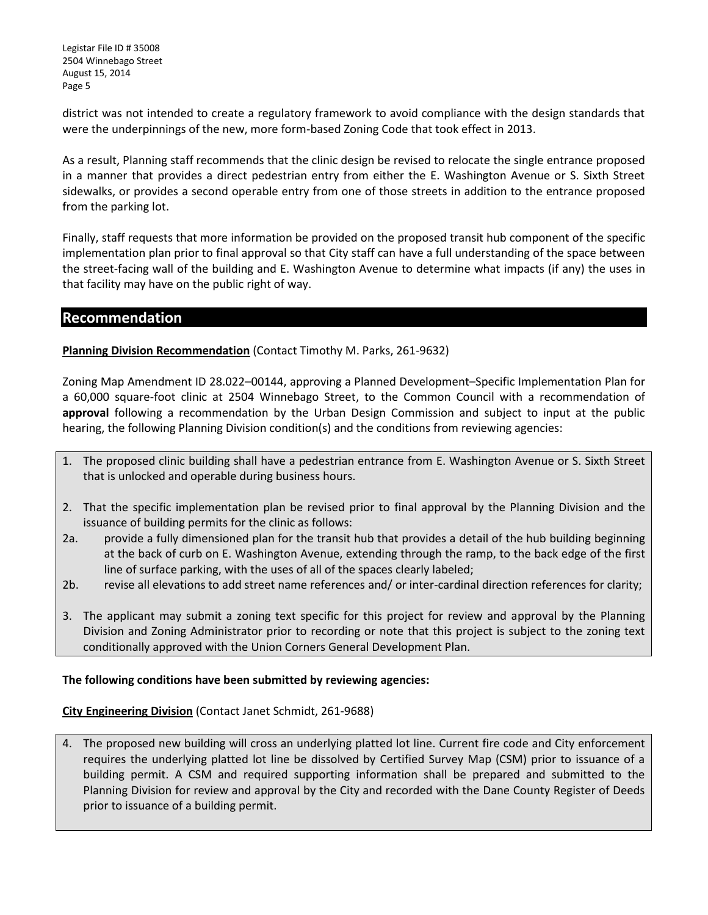district was not intended to create a regulatory framework to avoid compliance with the design standards that were the underpinnings of the new, more form-based Zoning Code that took effect in 2013.

As a result, Planning staff recommends that the clinic design be revised to relocate the single entrance proposed in a manner that provides a direct pedestrian entry from either the E. Washington Avenue or S. Sixth Street sidewalks, or provides a second operable entry from one of those streets in addition to the entrance proposed from the parking lot.

Finally, staff requests that more information be provided on the proposed transit hub component of the specific implementation plan prior to final approval so that City staff can have a full understanding of the space between the street-facing wall of the building and E. Washington Avenue to determine what impacts (if any) the uses in that facility may have on the public right of way.

## Recommendation

**Planning Division Recommendation** (Contact Timothy M. Parks, 261-9632)

Zoning Map Amendment ID 28.022–00144, approving a Planned Development–Specific Implementation Plan for a 60,000 square-foot clinic at 2504 Winnebago Street, to the Common Council with a recommendation of **approval** following a recommendation by the Urban Design Commission and subject to input at the public hearing, the following Planning Division condition(s) and the conditions from reviewing agencies:

1. The proposed clinic building shall have a pedestrian entrance from E. Washington Avenue or S. Sixth Street that is unlocked and operable during business hours.

2. That the specific implementation plan be revised prior to final approval by the Planning Division and the issuance of building permits for the clinic as follows:

2a. provide a fully dimensioned plan for the transit hub that provides a detail of the hub building beginning at the back of curb on E. Washington Avenue, extending through the ramp, to the back edge of the first line of surface parking, with the uses of all of the spaces clearly labeled;

2b. revise all elevations to add street name references and/ or inter-cardinal direction references for clarity;

3. The applicant may submit a zoning text specific for this project for review and approval by the Planning Division and Zoning Administrator prior to recording or note that this project is subject to the zoning text conditionally approved with the Union Corners General Development Plan.

**The following conditions have been submitted by reviewing agencies:**

**City Engineering Division** (Contact Janet Schmidt, 261-9688)

4. The proposed new building will cross an underlying platted lot line. Current fire code and City enforcement requires the underlying platted lot line be dissolved by Certified Survey Map (CSM) prior to issuance of a building permit. A CSM and required supporting information shall be prepared and submitted to the Planning Division for review and approval by the City and recorded with the Dane County Register of Deeds prior to issuance of a building permit.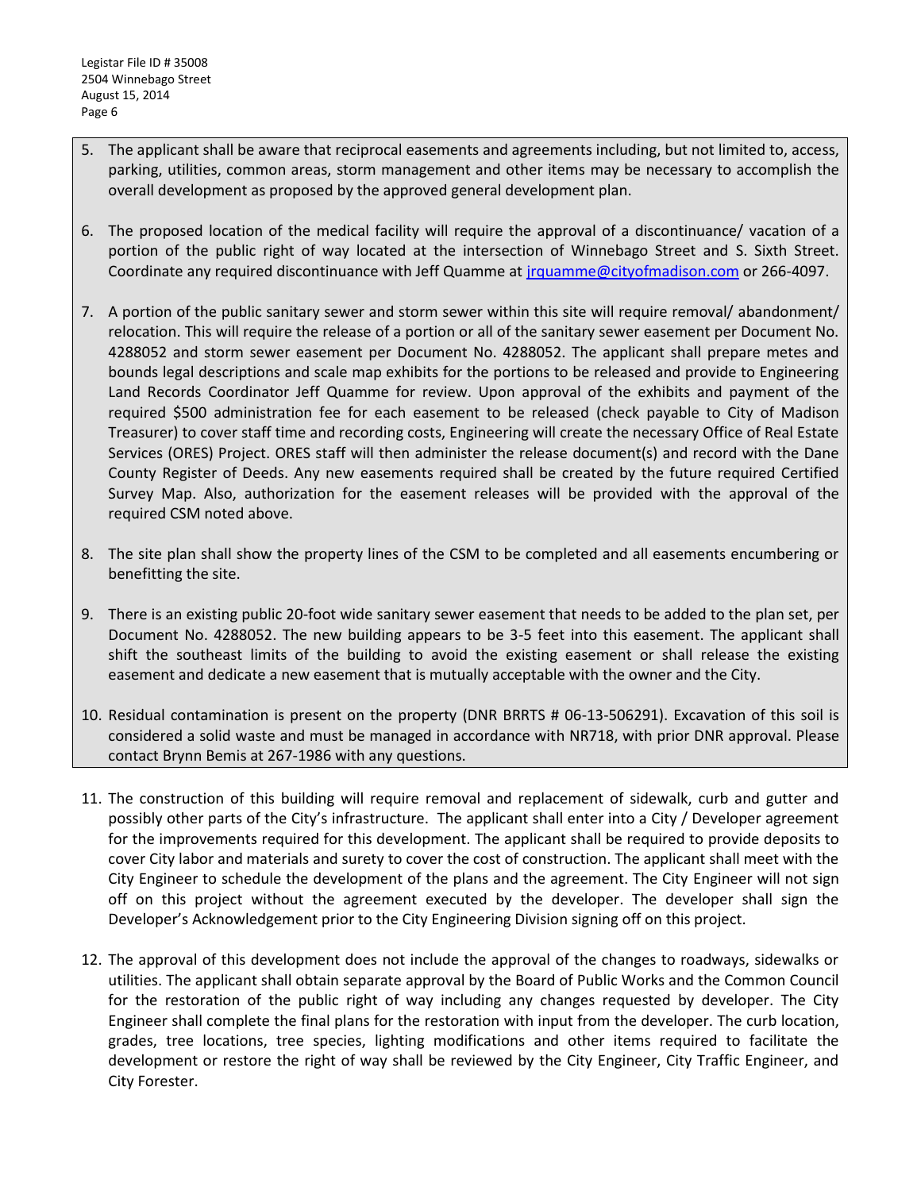5. The applicant shall be aware that reciprocal easements and agreements including, but not limited to, access, parking, utilities, common areas, storm management and other items may be necessary to accomplish the overall development as proposed by the approved general development plan.

6. The proposed location of the medical facility will require the approval of a discontinuance/ vacation of a portion of the public right of way located at the intersection of Winnebago Street and S. Sixth Street. Coordinate any required discontinuance with Jeff Quamme at jrquamme@cityofmadison.com or 266-4097.

7. A portion of the public sanitary sewer and storm sewer within this site will require removal/ abandonment/ relocation. This will require the release of a portion or all of the sanitary sewer easement per Document No. 4288052 and storm sewer easement per Document No. 4288052. The applicant shall prepare metes and bounds legal descriptions and scale map exhibits for the portions to be released and provide to Engineering Land Records Coordinator Jeff Quamme for review. Upon approval of the exhibits and payment of the required $500 administration fee for each easement to be released (check payable to City of Madison Treasurer) to cover staff time and recording costs, Engineering will create the necessary Office of Real Estate Services (ORES) Project. ORES staff will then administer the release document(s) and record with the Dane County Register of Deeds. Any new easements required shall be created by the future required Certified Survey Map. Also, authorization for the easement releases will be provided with the approval of the required CSM noted above.

8. The site plan shall show the property lines of the CSM to be completed and all easements encumbering or benefitting the site.

9. There is an existing public 20-foot wide sanitary sewer easement that needs to be added to the plan set, per Document No. 4288052. The new building appears to be 3-5 feet into this easement. The applicant shall shift the southeast limits of the building to avoid the existing easement or shall release the existing easement and dedicate a new easement that is mutually acceptable with the owner and the City.

10. Residual contamination is present on the property (DNR BRRTS # 06-13-506291). Excavation of this soil is considered a solid waste and must be managed in accordance with NR718, with prior DNR approval. Please contact Brynn Bemis at 267-1986 with any questions.

11. The construction of this building will require removal and replacement of sidewalk, curb and gutter and possibly other parts of the City's infrastructure. The applicant shall enter into a City / Developer agreement for the improvements required for this development. The applicant shall be required to provide deposits to cover City labor and materials and surety to cover the cost of construction. The applicant shall meet with the City Engineer to schedule the development of the plans and the agreement. The City Engineer will not sign off on this project without the agreement executed by the developer. The developer shall sign the Developer's Acknowledgement prior to the City Engineering Division signing off on this project.

12. The approval of this development does not include the approval of the changes to roadways, sidewalks or utilities. The applicant shall obtain separate approval by the Board of Public Works and the Common Council for the restoration of the public right of way including any changes requested by developer. The City Engineer shall complete the final plans for the restoration with input from the developer. The curb location, grades, tree locations, tree species, lighting modifications and other items required to facilitate the development or restore the right of way shall be reviewed by the City Engineer, City Traffic Engineer, and City Forester.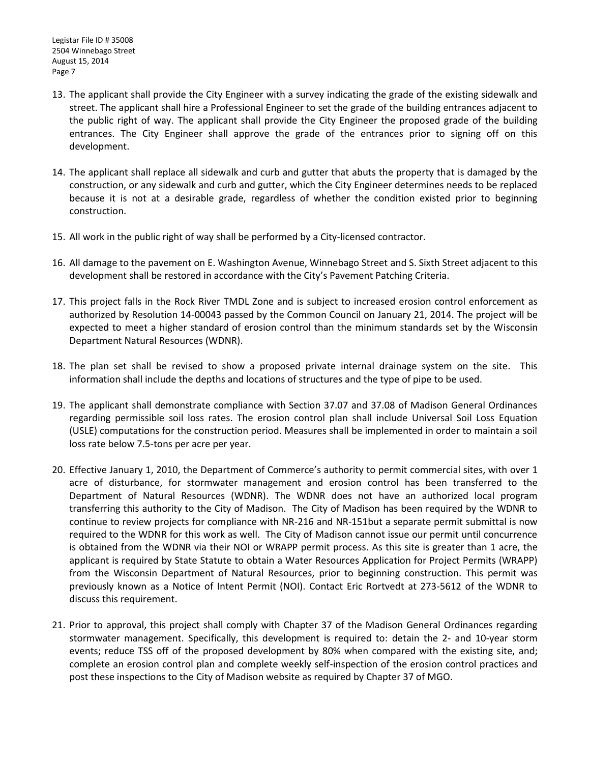13. The applicant shall provide the City Engineer with a survey indicating the grade of the existing sidewalk and street. The applicant shall hire a Professional Engineer to set the grade of the building entrances adjacent to the public right of way. The applicant shall provide the City Engineer the proposed grade of the building entrances. The City Engineer shall approve the grade of the entrances prior to signing off on this development.

14. The applicant shall replace all sidewalk and curb and gutter that abuts the property that is damaged by the construction, or any sidewalk and curb and gutter, which the City Engineer determines needs to be replaced because it is not at a desirable grade, regardless of whether the condition existed prior to beginning construction.

15. All work in the public right of way shall be performed by a City-licensed contractor.

16. All damage to the pavement on E. Washington Avenue, Winnebago Street and S. Sixth Street adjacent to this development shall be restored in accordance with the City's Pavement Patching Criteria.

17. This project falls in the Rock River TMDL Zone and is subject to increased erosion control enforcement as authorized by Resolution 14-00043 passed by the Common Council on January 21, 2014. The project will be expected to meet a higher standard of erosion control than the minimum standards set by the Wisconsin Department Natural Resources (WDNR).

18. The plan set shall be revised to show a proposed private internal drainage system on the site. This information shall include the depths and locations of structures and the type of pipe to be used.

19. The applicant shall demonstrate compliance with Section 37.07 and 37.08 of Madison General Ordinances regarding permissible soil loss rates. The erosion control plan shall include Universal Soil Loss Equation (USLE) computations for the construction period. Measures shall be implemented in order to maintain a soil loss rate below 7.5-tons per acre per year.

20. Effective January 1, 2010, the Department of Commerce's authority to permit commercial sites, with over 1 acre of disturbance, for stormwater management and erosion control has been transferred to the Department of Natural Resources (WDNR). The WDNR does not have an authorized local program transferring this authority to the City of Madison. The City of Madison has been required by the WDNR to continue to review projects for compliance with NR-216 and NR-151but a separate permit submittal is now required to the WDNR for this work as well. The City of Madison cannot issue our permit until concurrence is obtained from the WDNR via their NOI or WRAPP permit process. As this site is greater than 1 acre, the applicant is required by State Statute to obtain a Water Resources Application for Project Permits (WRAPP) from the Wisconsin Department of Natural Resources, prior to beginning construction. This permit was previously known as a Notice of Intent Permit (NOI). Contact Eric Rortvedt at 273-5612 of the WDNR to discuss this requirement.

21. Prior to approval, this project shall comply with Chapter 37 of the Madison General Ordinances regarding stormwater management. Specifically, this development is required to: detain the 2- and 10-year storm events; reduce TSS off of the proposed development by 80% when compared with the existing site, and; complete an erosion control plan and complete weekly self-inspection of the erosion control practices and post these inspections to the City of Madison website as required by Chapter 37 of MGO.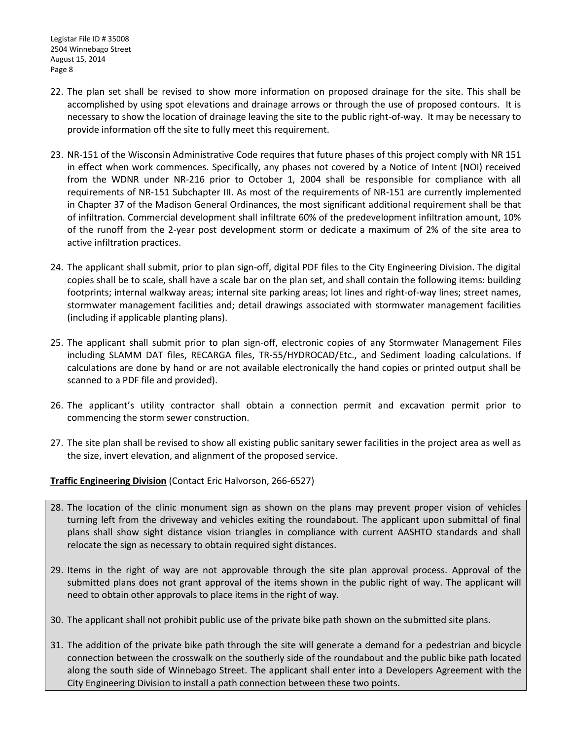22. The plan set shall be revised to show more information on proposed drainage for the site. This shall be accomplished by using spot elevations and drainage arrows or through the use of proposed contours. It is necessary to show the location of drainage leaving the site to the public right-of-way. It may be necessary to provide information off the site to fully meet this requirement.

23. NR-151 of the Wisconsin Administrative Code requires that future phases of this project comply with NR 151 in effect when work commences. Specifically, any phases not covered by a Notice of Intent (NOI) received from the WDNR under NR-216 prior to October 1, 2004 shall be responsible for compliance with all requirements of NR-151 Subchapter III. As most of the requirements of NR-151 are currently implemented in Chapter 37 of the Madison General Ordinances, the most significant additional requirement shall be that of infiltration. Commercial development shall infiltrate 60% of the predevelopment infiltration amount, 10% of the runoff from the 2-year post development storm or dedicate a maximum of 2% of the site area to active infiltration practices.

24. The applicant shall submit, prior to plan sign-off, digital PDF files to the City Engineering Division. The digital copies shall be to scale, shall have a scale bar on the plan set, and shall contain the following items: building footprints; internal walkway areas; internal site parking areas; lot lines and right-of-way lines; street names, stormwater management facilities and; detail drawings associated with stormwater management facilities (including if applicable planting plans).

25. The applicant shall submit prior to plan sign-off, electronic copies of any Stormwater Management Files including SLAMM DAT files, RECARGA files, TR-55/HYDROCAD/Etc., and Sediment loading calculations. If calculations are done by hand or are not available electronically the hand copies or printed output shall be scanned to a PDF file and provided).

26. The applicant's utility contractor shall obtain a connection permit and excavation permit prior to commencing the storm sewer construction.

27. The site plan shall be revised to show all existing public sanitary sewer facilities in the project area as well as the size, invert elevation, and alignment of the proposed service.

**Traffic Engineering Division** (Contact Eric Halvorson, 266-6527)

28. The location of the clinic monument sign as shown on the plans may prevent proper vision of vehicles turning left from the driveway and vehicles exiting the roundabout. The applicant upon submittal of final plans shall show sight distance vision triangles in compliance with current AASHTO standards and shall relocate the sign as necessary to obtain required sight distances.

29. Items in the right of way are not approvable through the site plan approval process. Approval of the submitted plans does not grant approval of the items shown in the public right of way. The applicant will need to obtain other approvals to place items in the right of way.

30. The applicant shall not prohibit public use of the private bike path shown on the submitted site plans.

31. The addition of the private bike path through the site will generate a demand for a pedestrian and bicycle connection between the crosswalk on the southerly side of the roundabout and the public bike path located along the south side of Winnebago Street. The applicant shall enter into a Developers Agreement with the City Engineering Division to install a path connection between these two points.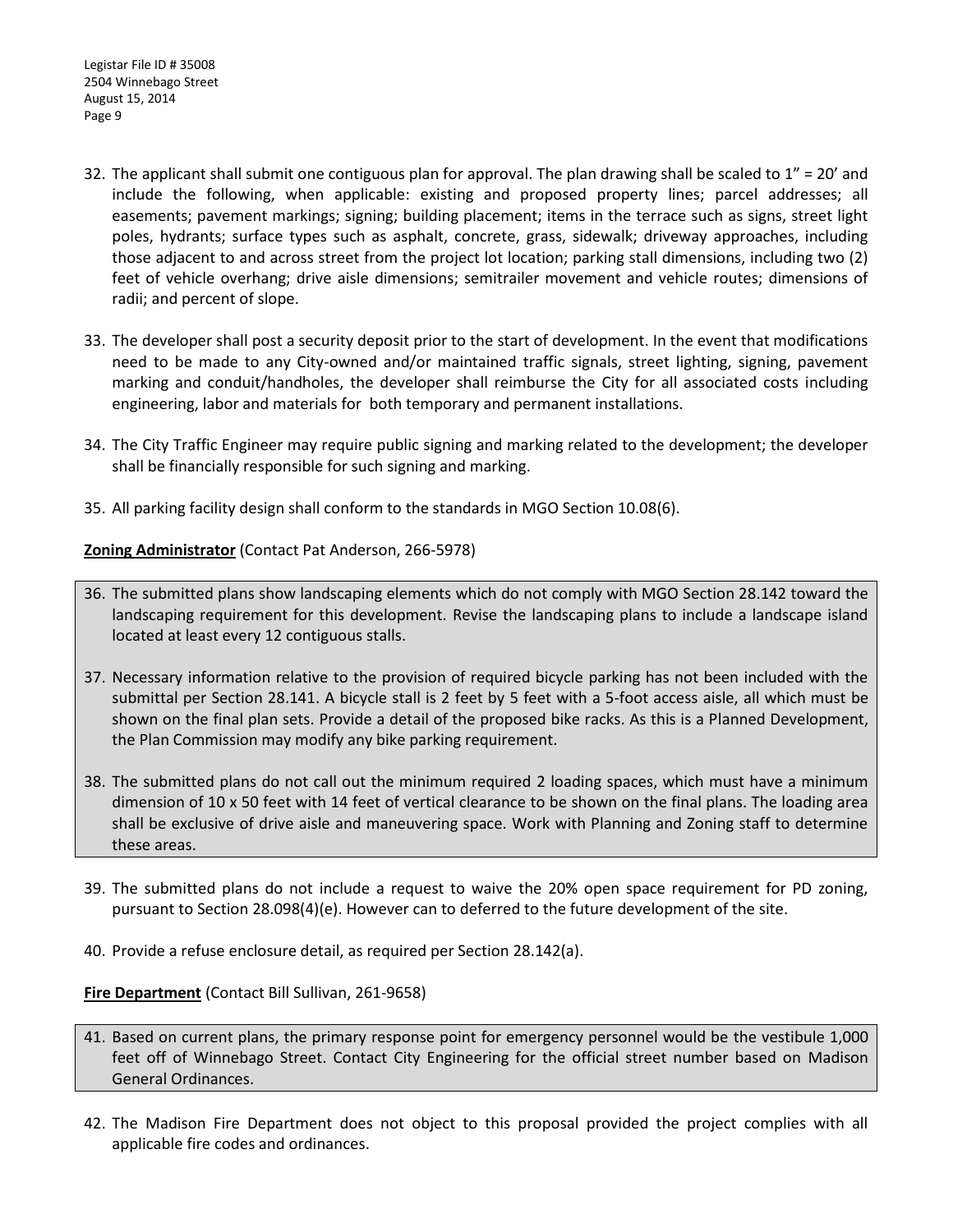32. The applicant shall submit one contiguous plan for approval. The plan drawing shall be scaled to 1" = 20' and include the following, when applicable: existing and proposed property lines; parcel addresses; all easements; pavement markings; signing; building placement; items in the terrace such as signs, street light poles, hydrants; surface types such as asphalt, concrete, grass, sidewalk; driveway approaches, including those adjacent to and across street from the project lot location; parking stall dimensions, including two (2) feet of vehicle overhang; drive aisle dimensions; semitrailer movement and vehicle routes; dimensions of radii; and percent of slope.

33. The developer shall post a security deposit prior to the start of development. In the event that modifications need to be made to any City-owned and/or maintained traffic signals, street lighting, signing, pavement marking and conduit/handholes, the developer shall reimburse the City for all associated costs including engineering, labor and materials for both temporary and permanent installations.

34. The City Traffic Engineer may require public signing and marking related to the development; the developer shall be financially responsible for such signing and marking.

35. All parking facility design shall conform to the standards in MGO Section 10.08(6).

**Zoning Administrator** (Contact Pat Anderson, 266-5978)

36. The submitted plans show landscaping elements which do not comply with MGO Section 28.142 toward the landscaping requirement for this development. Revise the landscaping plans to include a landscape island located at least every 12 contiguous stalls.

37. Necessary information relative to the provision of required bicycle parking has not been included with the submittal per Section 28.141. A bicycle stall is 2 feet by 5 feet with a 5-foot access aisle, all which must be shown on the final plan sets. Provide a detail of the proposed bike racks. As this is a Planned Development, the Plan Commission may modify any bike parking requirement.

38. The submitted plans do not call out the minimum required 2 loading spaces, which must have a minimum dimension of 10 x 50 feet with 14 feet of vertical clearance to be shown on the final plans. The loading area shall be exclusive of drive aisle and maneuvering space. Work with Planning and Zoning staff to determine these areas.

39. The submitted plans do not include a request to waive the 20% open space requirement for PD zoning, pursuant to Section 28.098(4)(e). However can to deferred to the future development of the site.

40. Provide a refuse enclosure detail, as required per Section 28.142(a).

**Fire Department** (Contact Bill Sullivan, 261-9658)

41. Based on current plans, the primary response point for emergency personnel would be the vestibule 1,000 feet off of Winnebago Street. Contact City Engineering for the official street number based on Madison General Ordinances.

42. The Madison Fire Department does not object to this proposal provided the project complies with all applicable fire codes and ordinances.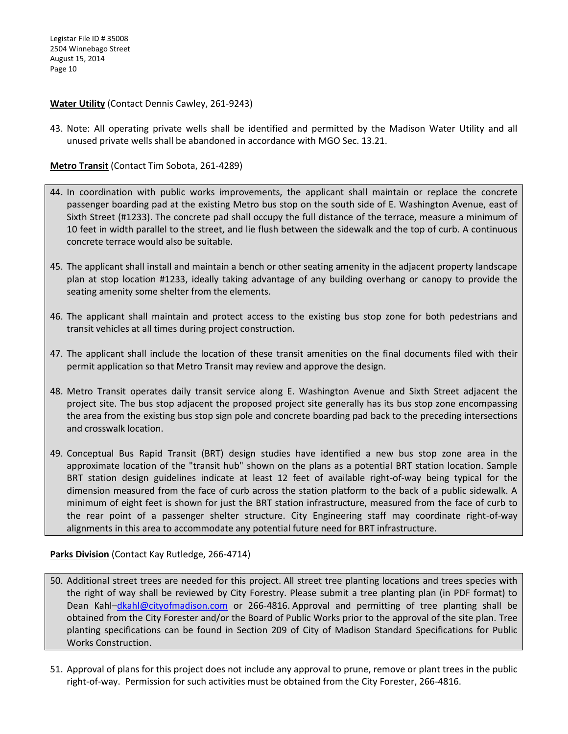**Water Utility** (Contact Dennis Cawley, 261-9243)

43. Note: All operating private wells shall be identified and permitted by the Madison Water Utility and all unused private wells shall be abandoned in accordance with MGO Sec. 13.21.

**Metro Transit** (Contact Tim Sobota, 261-4289)

44. In coordination with public works improvements, the applicant shall maintain or replace the concrete passenger boarding pad at the existing Metro bus stop on the south side of E. Washington Avenue, east of Sixth Street (#1233). The concrete pad shall occupy the full distance of the terrace, measure a minimum of 10 feet in width parallel to the street, and lie flush between the sidewalk and the top of curb. A continuous concrete terrace would also be suitable.

45. The applicant shall install and maintain a bench or other seating amenity in the adjacent property landscape plan at stop location #1233, ideally taking advantage of any building overhang or canopy to provide the seating amenity some shelter from the elements.

46. The applicant shall maintain and protect access to the existing bus stop zone for both pedestrians and transit vehicles at all times during project construction.

47. The applicant shall include the location of these transit amenities on the final documents filed with their permit application so that Metro Transit may review and approve the design.

48. Metro Transit operates daily transit service along E. Washington Avenue and Sixth Street adjacent the project site. The bus stop adjacent the proposed project site generally has its bus stop zone encompassing the area from the existing bus stop sign pole and concrete boarding pad back to the preceding intersections and crosswalk location.

49. Conceptual Bus Rapid Transit (BRT) design studies have identified a new bus stop zone area in the approximate location of the "transit hub" shown on the plans as a potential BRT station location. Sample BRT station design guidelines indicate at least 12 feet of available right-of-way being typical for the dimension measured from the face of curb across the station platform to the back of a public sidewalk. A minimum of eight feet is shown for just the BRT station infrastructure, measured from the face of curb to the rear point of a passenger shelter structure. City Engineering staff may coordinate right-of-way alignments in this area to accommodate any potential future need for BRT infrastructure.

**Parks Division** (Contact Kay Rutledge, 266-4714)

50. Additional street trees are needed for this project. All street tree planting locations and trees species with the right of way shall be reviewed by City Forestry. Please submit a tree planting plan (in PDF format) to Dean Kahl–dkahl@cityofmadison.com or 266-4816. Approval and permitting of tree planting shall be obtained from the City Forester and/or the Board of Public Works prior to the approval of the site plan. Tree planting specifications can be found in Section 209 of City of Madison Standard Specifications for Public Works Construction.

51. Approval of plans for this project does not include any approval to prune, remove or plant trees in the public right-of-way. Permission for such activities must be obtained from the City Forester, 266-4816.